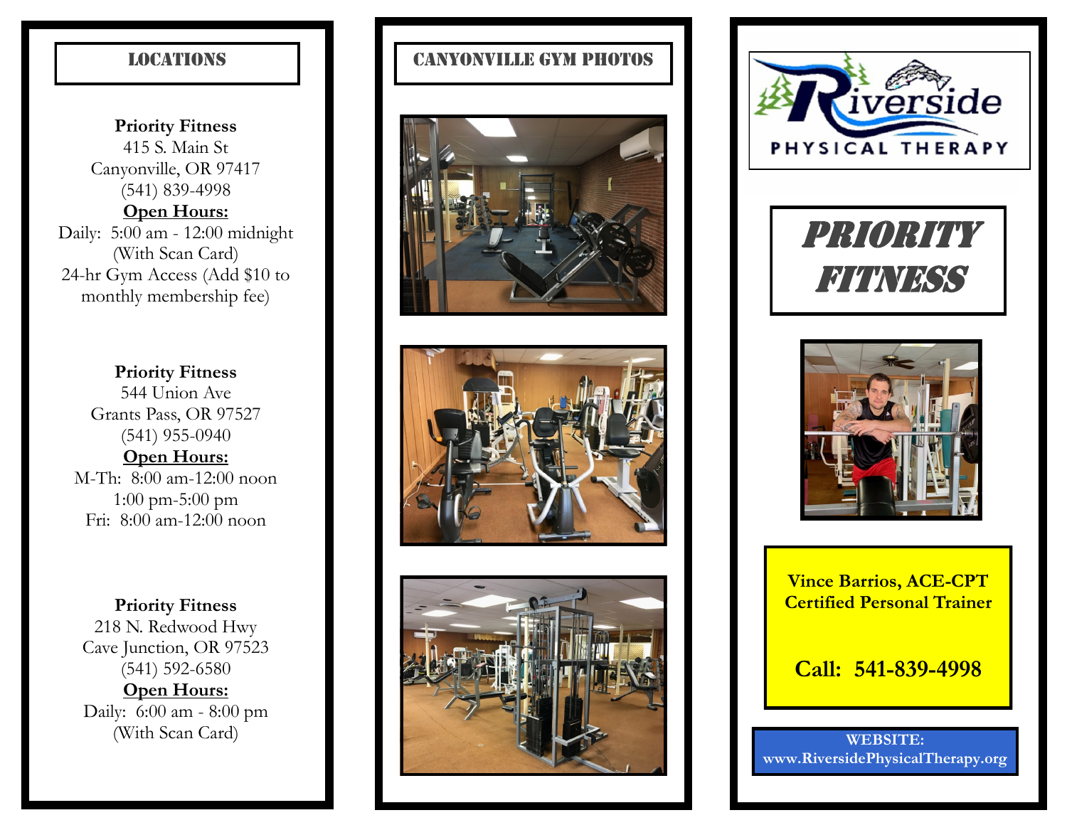## LOCATIONS

**Priority Fitness**
415 S. Main St
Canyonville, OR 97417
(541) 839-4998
**<u>Open Hours:</u>**
Daily: 5:00 am - 12:00 midnight
(With Scan Card)
24-hr Gym Access (Add $10 to monthly membership fee)

**Priority Fitness**
544 Union Ave
Grants Pass, OR 97527
(541) 955-0940
**<u>Open Hours:</u>**
M-Th: 8:00 am-12:00 noon
1:00 pm-5:00 pm
Fri: 8:00 am-12:00 noon

**Priority Fitness**
218 N. Redwood Hwy
Cave Junction, OR 97523
(541) 592-6580
**<u>Open Hours:</u>**
Daily: 6:00 am - 8:00 pm
(With Scan Card)

## CANYONVILLE GYM PHOTOS

Riverside
PHYSICAL THERAPY

# *PRIORITY FITNESS*

**Vince Barrios, ACE-CPT**
**Certified Personal Trainer**

**Call: 541-839-4998**

**WEBSITE:**
**www.RiversidePhysicalTherapy.org**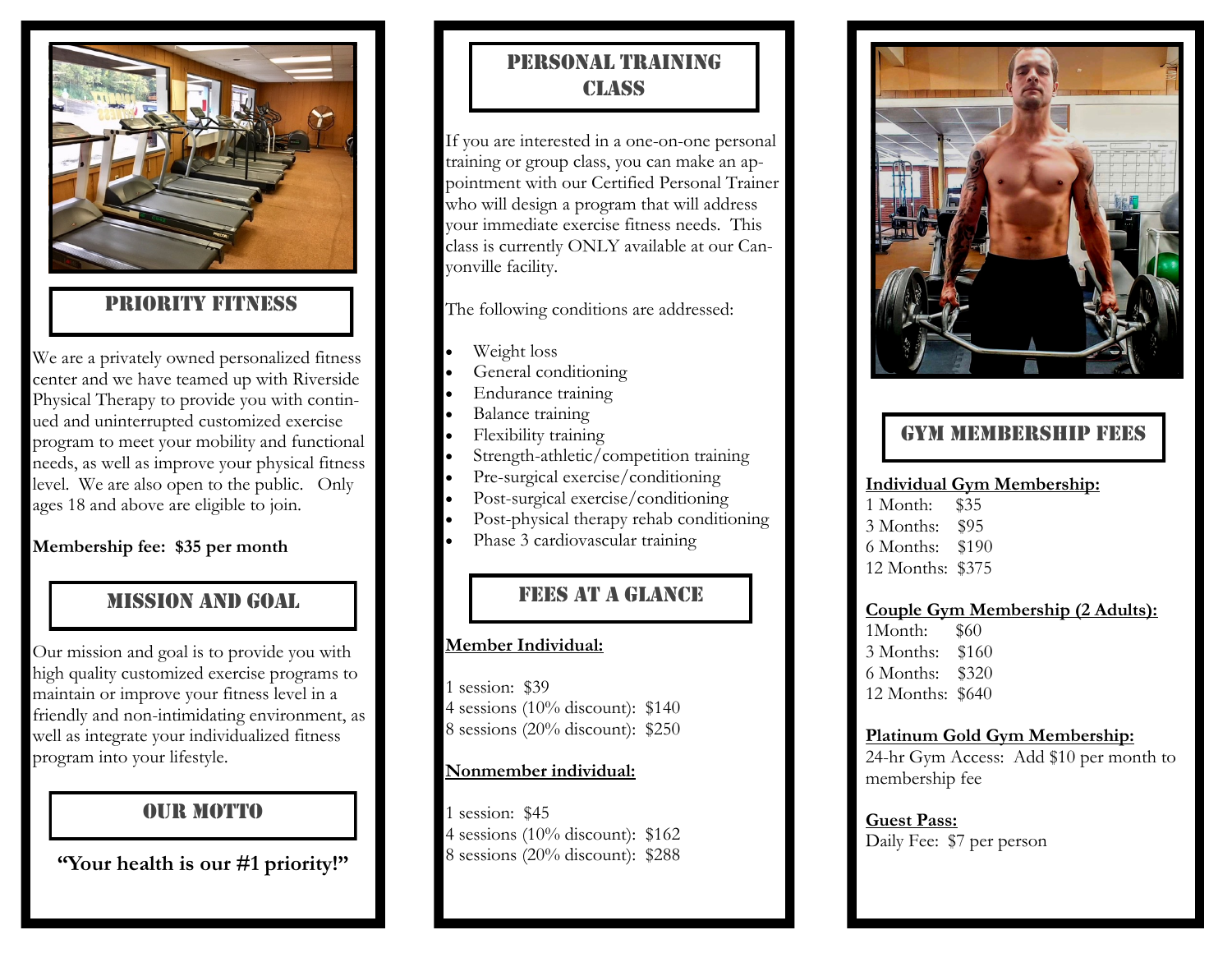## PRIORITY FITNESS

We are a privately owned personalized fitness center and we have teamed up with Riverside Physical Therapy to provide you with continued and uninterrupted customized exercise program to meet your mobility and functional needs, as well as improve your physical fitness level. We are also open to the public. Only ages 18 and above are eligible to join.

**Membership fee: $35 per month**

## MISSION AND GOAL

Our mission and goal is to provide you with high quality customized exercise programs to maintain or improve your fitness level in a friendly and non-intimidating environment, as well as integrate your individualized fitness program into your lifestyle.

## OUR MOTTO

**"Your health is our #1 priority!"**

## PERSONAL TRAINING CLASS

If you are interested in a one-on-one personal training or group class, you can make an appointment with our Certified Personal Trainer who will design a program that will address your immediate exercise fitness needs. This class is currently ONLY available at our Canyonville facility.

The following conditions are addressed:

- Weight loss
- General conditioning
- Endurance training
- Balance training
- Flexibility training
- Strength-athletic/competition training
- Pre-surgical exercise/conditioning
- Post-surgical exercise/conditioning
- Post-physical therapy rehab conditioning
- Phase 3 cardiovascular training

## FEES AT A GLANCE

**Member Individual:**

1 session: $39
4 sessions (10% discount): $140
8 sessions (20% discount): $250

**Nonmember individual:**

1 session: $45
4 sessions (10% discount): $162
8 sessions (20% discount): $288

## GYM MEMBERSHIP FEES

**Individual Gym Membership:**
1 Month: $35
3 Months: $95
6 Months: $190
12 Months: $375

**Couple Gym Membership (2 Adults):**
1Month: $60
3 Months: $160
6 Months: $320
12 Months: $640

**Platinum Gold Gym Membership:**
24-hr Gym Access: Add $10 per month to membership fee

**Guest Pass:**
Daily Fee: $7 per person